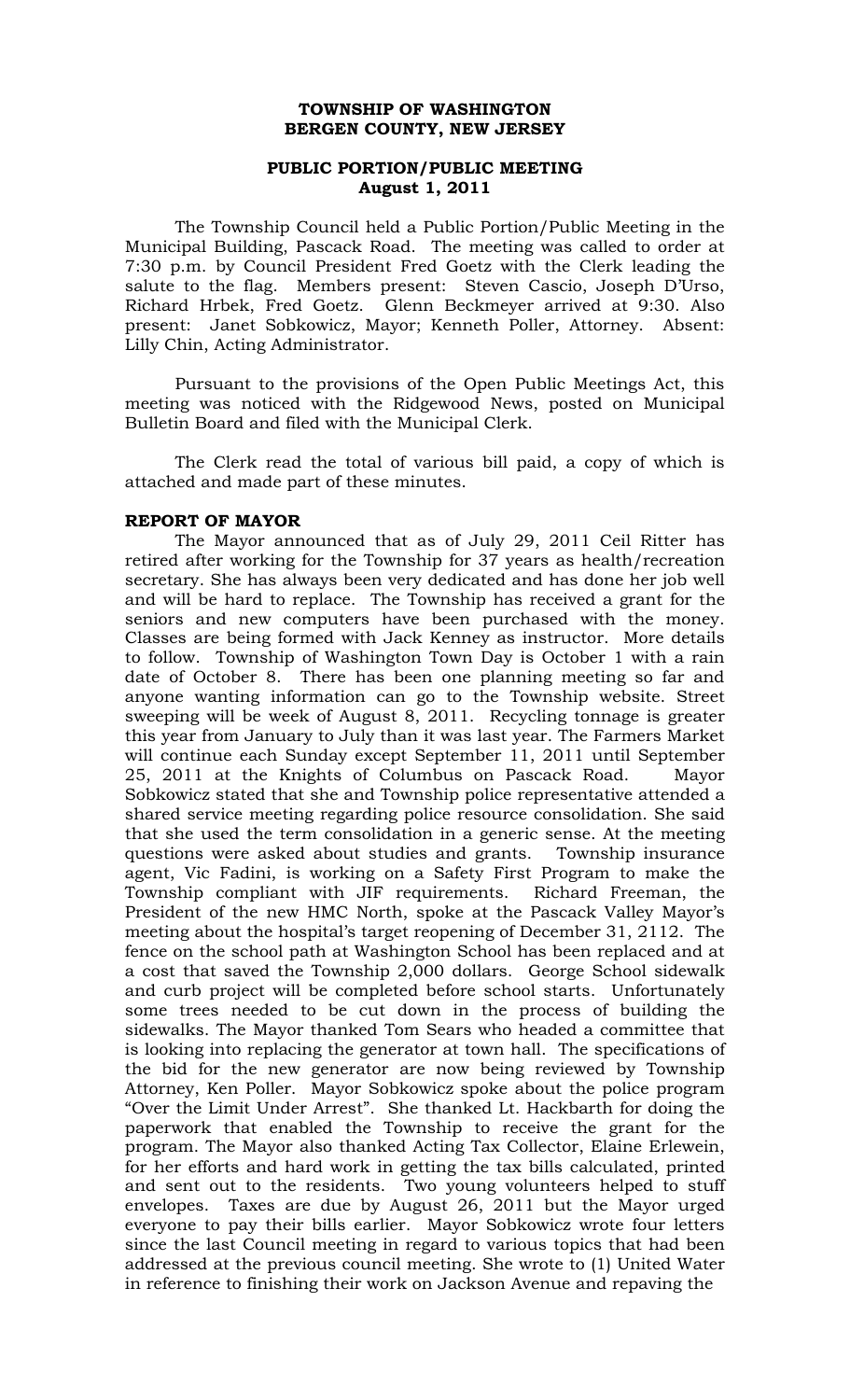**TOWNSHIP OF WASHINGTON**
**BERGEN COUNTY, NEW JERSEY**

**PUBLIC PORTION/PUBLIC MEETING**
**August 1, 2011**

The Township Council held a Public Portion/Public Meeting in the Municipal Building, Pascack Road. The meeting was called to order at 7:30 p.m. by Council President Fred Goetz with the Clerk leading the salute to the flag. Members present: Steven Cascio, Joseph D'Urso, Richard Hrbek, Fred Goetz. Glenn Beckmeyer arrived at 9:30. Also present: Janet Sobkowicz, Mayor; Kenneth Poller, Attorney. Absent: Lilly Chin, Acting Administrator.

Pursuant to the provisions of the Open Public Meetings Act, this meeting was noticed with the Ridgewood News, posted on Municipal Bulletin Board and filed with the Municipal Clerk.

The Clerk read the total of various bill paid, a copy of which is attached and made part of these minutes.

**REPORT OF MAYOR**

The Mayor announced that as of July 29, 2011 Ceil Ritter has retired after working for the Township for 37 years as health/recreation secretary. She has always been very dedicated and has done her job well and will be hard to replace. The Township has received a grant for the seniors and new computers have been purchased with the money. Classes are being formed with Jack Kenney as instructor. More details to follow. Township of Washington Town Day is October 1 with a rain date of October 8. There has been one planning meeting so far and anyone wanting information can go to the Township website. Street sweeping will be week of August 8, 2011. Recycling tonnage is greater this year from January to July than it was last year. The Farmers Market will continue each Sunday except September 11, 2011 until September 25, 2011 at the Knights of Columbus on Pascack Road. Mayor Sobkowicz stated that she and Township police representative attended a shared service meeting regarding police resource consolidation. She said that she used the term consolidation in a generic sense. At the meeting questions were asked about studies and grants. Township insurance agent, Vic Fadini, is working on a Safety First Program to make the Township compliant with JIF requirements. Richard Freeman, the President of the new HMC North, spoke at the Pascack Valley Mayor's meeting about the hospital's target reopening of December 31, 2112. The fence on the school path at Washington School has been replaced and at a cost that saved the Township 2,000 dollars. George School sidewalk and curb project will be completed before school starts. Unfortunately some trees needed to be cut down in the process of building the sidewalks. The Mayor thanked Tom Sears who headed a committee that is looking into replacing the generator at town hall. The specifications of the bid for the new generator are now being reviewed by Township Attorney, Ken Poller. Mayor Sobkowicz spoke about the police program "Over the Limit Under Arrest". She thanked Lt. Hackbarth for doing the paperwork that enabled the Township to receive the grant for the program. The Mayor also thanked Acting Tax Collector, Elaine Erlewein, for her efforts and hard work in getting the tax bills calculated, printed and sent out to the residents. Two young volunteers helped to stuff envelopes. Taxes are due by August 26, 2011 but the Mayor urged everyone to pay their bills earlier. Mayor Sobkowicz wrote four letters since the last Council meeting in regard to various topics that had been addressed at the previous council meeting. She wrote to (1) United Water in reference to finishing their work on Jackson Avenue and repaving the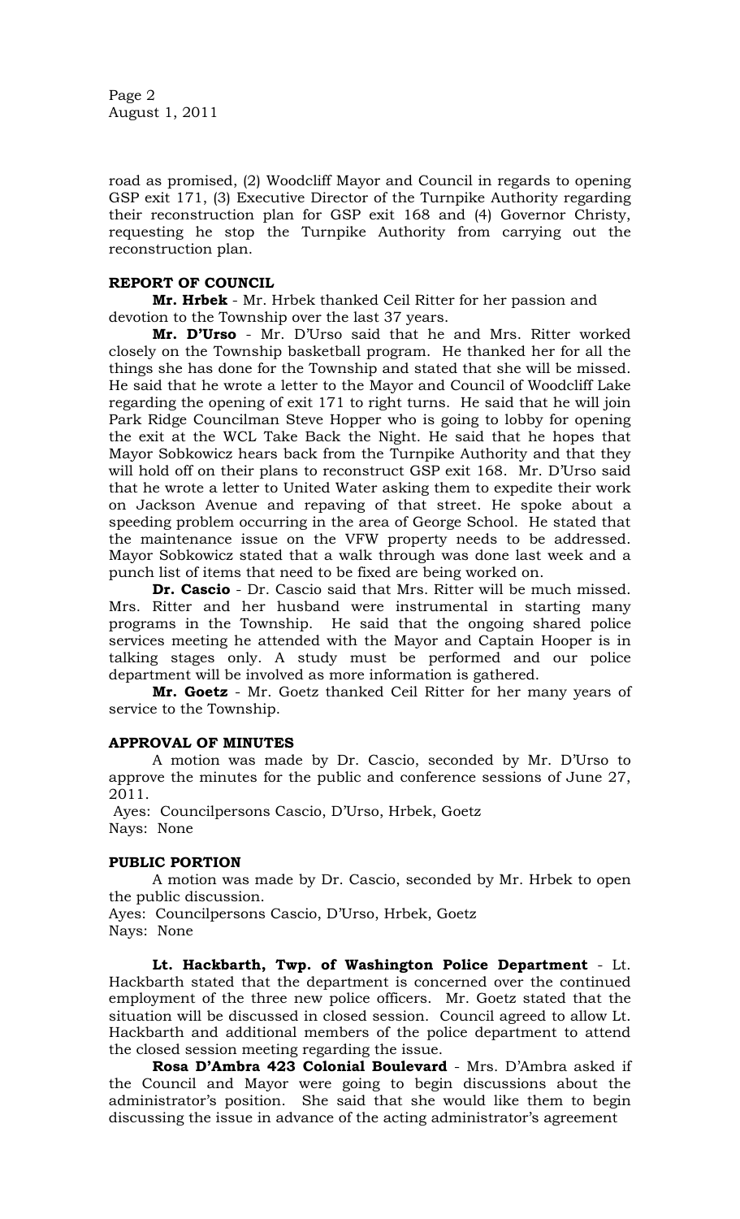road as promised, (2) Woodcliff Mayor and Council in regards to opening GSP exit 171, (3) Executive Director of the Turnpike Authority regarding their reconstruction plan for GSP exit 168 and (4) Governor Christy, requesting he stop the Turnpike Authority from carrying out the reconstruction plan.

**REPORT OF COUNCIL**

**Mr. Hrbek** - Mr. Hrbek thanked Ceil Ritter for her passion and devotion to the Township over the last 37 years.

**Mr. D'Urso** - Mr. D'Urso said that he and Mrs. Ritter worked closely on the Township basketball program. He thanked her for all the things she has done for the Township and stated that she will be missed. He said that he wrote a letter to the Mayor and Council of Woodcliff Lake regarding the opening of exit 171 to right turns. He said that he will join Park Ridge Councilman Steve Hopper who is going to lobby for opening the exit at the WCL Take Back the Night. He said that he hopes that Mayor Sobkowicz hears back from the Turnpike Authority and that they will hold off on their plans to reconstruct GSP exit 168. Mr. D'Urso said that he wrote a letter to United Water asking them to expedite their work on Jackson Avenue and repaving of that street. He spoke about a speeding problem occurring in the area of George School. He stated that the maintenance issue on the VFW property needs to be addressed. Mayor Sobkowicz stated that a walk through was done last week and a punch list of items that need to be fixed are being worked on.

**Dr. Cascio** - Dr. Cascio said that Mrs. Ritter will be much missed. Mrs. Ritter and her husband were instrumental in starting many programs in the Township. He said that the ongoing shared police services meeting he attended with the Mayor and Captain Hooper is in talking stages only. A study must be performed and our police department will be involved as more information is gathered.

**Mr. Goetz** - Mr. Goetz thanked Ceil Ritter for her many years of service to the Township.

**APPROVAL OF MINUTES**

A motion was made by Dr. Cascio, seconded by Mr. D'Urso to approve the minutes for the public and conference sessions of June 27, 2011.

Ayes: Councilpersons Cascio, D'Urso, Hrbek, Goetz
Nays: None

**PUBLIC PORTION**

A motion was made by Dr. Cascio, seconded by Mr. Hrbek to open the public discussion.

Ayes: Councilpersons Cascio, D'Urso, Hrbek, Goetz
Nays: None

**Lt. Hackbarth, Twp. of Washington Police Department** - Lt. Hackbarth stated that the department is concerned over the continued employment of the three new police officers. Mr. Goetz stated that the situation will be discussed in closed session. Council agreed to allow Lt. Hackbarth and additional members of the police department to attend the closed session meeting regarding the issue.

**Rosa D'Ambra 423 Colonial Boulevard** - Mrs. D'Ambra asked if the Council and Mayor were going to begin discussions about the administrator's position. She said that she would like them to begin discussing the issue in advance of the acting administrator's agreement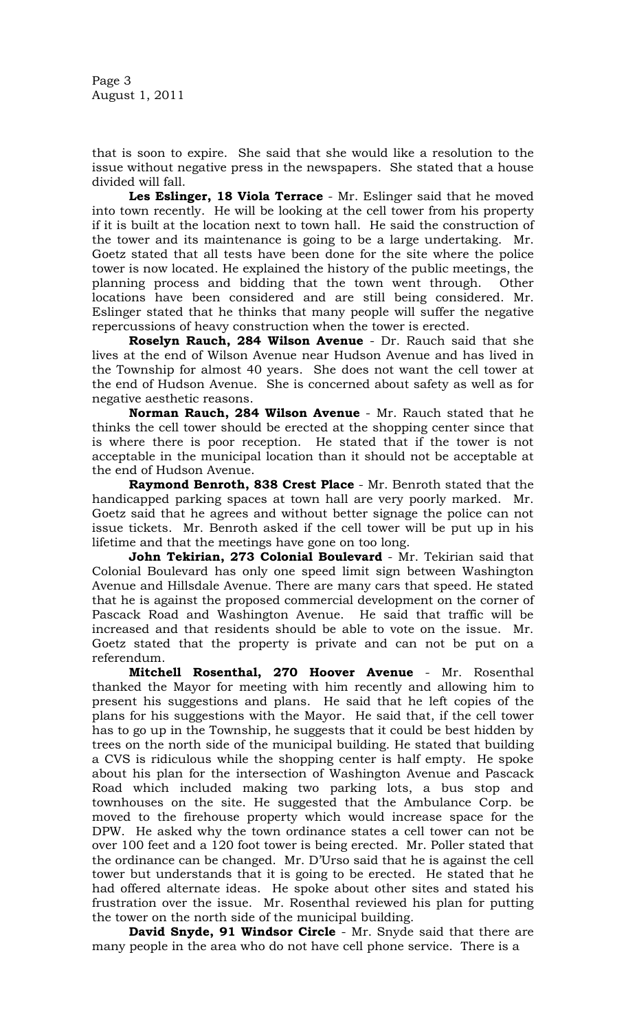that is soon to expire. She said that she would like a resolution to the issue without negative press in the newspapers. She stated that a house divided will fall.

**Les Eslinger, 18 Viola Terrace** - Mr. Eslinger said that he moved into town recently. He will be looking at the cell tower from his property if it is built at the location next to town hall. He said the construction of the tower and its maintenance is going to be a large undertaking. Mr. Goetz stated that all tests have been done for the site where the police tower is now located. He explained the history of the public meetings, the planning process and bidding that the town went through. Other locations have been considered and are still being considered. Mr. Eslinger stated that he thinks that many people will suffer the negative repercussions of heavy construction when the tower is erected.

**Roselyn Rauch, 284 Wilson Avenue** - Dr. Rauch said that she lives at the end of Wilson Avenue near Hudson Avenue and has lived in the Township for almost 40 years. She does not want the cell tower at the end of Hudson Avenue. She is concerned about safety as well as for negative aesthetic reasons.

**Norman Rauch, 284 Wilson Avenue** - Mr. Rauch stated that he thinks the cell tower should be erected at the shopping center since that is where there is poor reception. He stated that if the tower is not acceptable in the municipal location than it should not be acceptable at the end of Hudson Avenue.

**Raymond Benroth, 838 Crest Place** - Mr. Benroth stated that the handicapped parking spaces at town hall are very poorly marked. Mr. Goetz said that he agrees and without better signage the police can not issue tickets. Mr. Benroth asked if the cell tower will be put up in his lifetime and that the meetings have gone on too long.

**John Tekirian, 273 Colonial Boulevard** - Mr. Tekirian said that Colonial Boulevard has only one speed limit sign between Washington Avenue and Hillsdale Avenue. There are many cars that speed. He stated that he is against the proposed commercial development on the corner of Pascack Road and Washington Avenue. He said that traffic will be increased and that residents should be able to vote on the issue. Mr. Goetz stated that the property is private and can not be put on a referendum.

**Mitchell Rosenthal, 270 Hoover Avenue** - Mr. Rosenthal thanked the Mayor for meeting with him recently and allowing him to present his suggestions and plans. He said that he left copies of the plans for his suggestions with the Mayor. He said that, if the cell tower has to go up in the Township, he suggests that it could be best hidden by trees on the north side of the municipal building. He stated that building a CVS is ridiculous while the shopping center is half empty. He spoke about his plan for the intersection of Washington Avenue and Pascack Road which included making two parking lots, a bus stop and townhouses on the site. He suggested that the Ambulance Corp. be moved to the firehouse property which would increase space for the DPW. He asked why the town ordinance states a cell tower can not be over 100 feet and a 120 foot tower is being erected. Mr. Poller stated that the ordinance can be changed. Mr. D'Urso said that he is against the cell tower but understands that it is going to be erected. He stated that he had offered alternate ideas. He spoke about other sites and stated his frustration over the issue. Mr. Rosenthal reviewed his plan for putting the tower on the north side of the municipal building.

**David Snyde, 91 Windsor Circle** - Mr. Snyde said that there are many people in the area who do not have cell phone service. There is a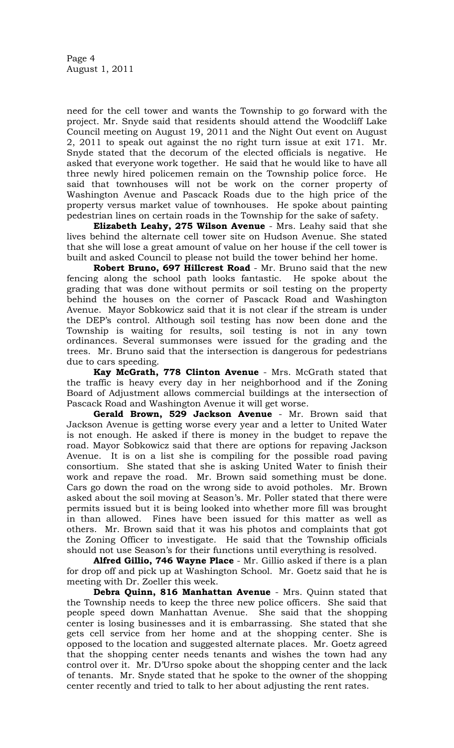need for the cell tower and wants the Township to go forward with the project. Mr. Snyde said that residents should attend the Woodcliff Lake Council meeting on August 19, 2011 and the Night Out event on August 2, 2011 to speak out against the no right turn issue at exit 171. Mr. Snyde stated that the decorum of the elected officials is negative. He asked that everyone work together. He said that he would like to have all three newly hired policemen remain on the Township police force. He said that townhouses will not be work on the corner property of Washington Avenue and Pascack Roads due to the high price of the property versus market value of townhouses. He spoke about painting pedestrian lines on certain roads in the Township for the sake of safety.

**Elizabeth Leahy, 275 Wilson Avenue** - Mrs. Leahy said that she lives behind the alternate cell tower site on Hudson Avenue. She stated that she will lose a great amount of value on her house if the cell tower is built and asked Council to please not build the tower behind her home.

**Robert Bruno, 697 Hillcrest Road** - Mr. Bruno said that the new fencing along the school path looks fantastic. He spoke about the grading that was done without permits or soil testing on the property behind the houses on the corner of Pascack Road and Washington Avenue. Mayor Sobkowicz said that it is not clear if the stream is under the DEP's control. Although soil testing has now been done and the Township is waiting for results, soil testing is not in any town ordinances. Several summonses were issued for the grading and the trees. Mr. Bruno said that the intersection is dangerous for pedestrians due to cars speeding.

**Kay McGrath, 778 Clinton Avenue** - Mrs. McGrath stated that the traffic is heavy every day in her neighborhood and if the Zoning Board of Adjustment allows commercial buildings at the intersection of Pascack Road and Washington Avenue it will get worse.

**Gerald Brown, 529 Jackson Avenue** - Mr. Brown said that Jackson Avenue is getting worse every year and a letter to United Water is not enough. He asked if there is money in the budget to repave the road. Mayor Sobkowicz said that there are options for repaving Jackson Avenue. It is on a list she is compiling for the possible road paving consortium. She stated that she is asking United Water to finish their work and repave the road. Mr. Brown said something must be done. Cars go down the road on the wrong side to avoid potholes. Mr. Brown asked about the soil moving at Season's. Mr. Poller stated that there were permits issued but it is being looked into whether more fill was brought in than allowed. Fines have been issued for this matter as well as others. Mr. Brown said that it was his photos and complaints that got the Zoning Officer to investigate. He said that the Township officials should not use Season's for their functions until everything is resolved.

**Alfred Gillio, 746 Wayne Place** - Mr. Gillio asked if there is a plan for drop off and pick up at Washington School. Mr. Goetz said that he is meeting with Dr. Zoeller this week.

**Debra Quinn, 816 Manhattan Avenue** - Mrs. Quinn stated that the Township needs to keep the three new police officers. She said that people speed down Manhattan Avenue. She said that the shopping center is losing businesses and it is embarrassing. She stated that she gets cell service from her home and at the shopping center. She is opposed to the location and suggested alternate places. Mr. Goetz agreed that the shopping center needs tenants and wishes the town had any control over it. Mr. D'Urso spoke about the shopping center and the lack of tenants. Mr. Snyde stated that he spoke to the owner of the shopping center recently and tried to talk to her about adjusting the rent rates.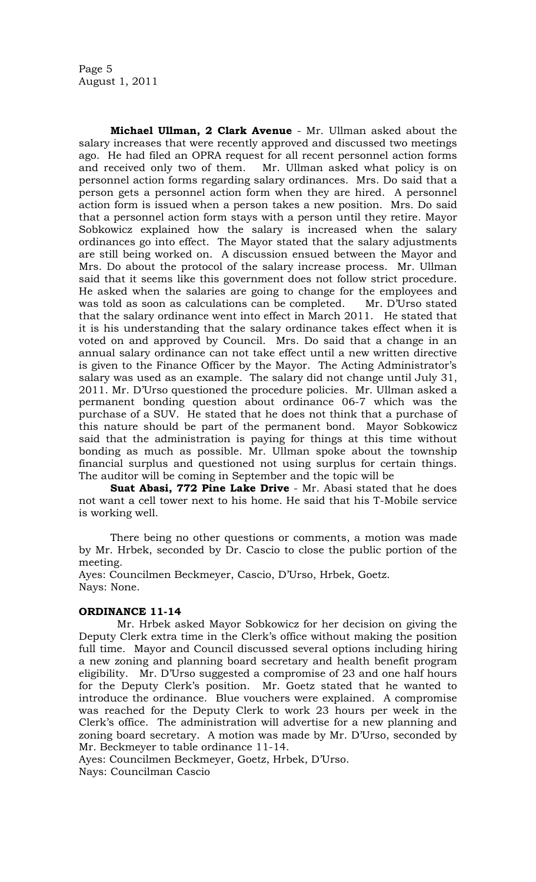**Michael Ullman, 2 Clark Avenue** - Mr. Ullman asked about the salary increases that were recently approved and discussed two meetings ago. He had filed an OPRA request for all recent personnel action forms and received only two of them. Mr. Ullman asked what policy is on personnel action forms regarding salary ordinances. Mrs. Do said that a person gets a personnel action form when they are hired. A personnel action form is issued when a person takes a new position. Mrs. Do said that a personnel action form stays with a person until they retire. Mayor Sobkowicz explained how the salary is increased when the salary ordinances go into effect. The Mayor stated that the salary adjustments are still being worked on. A discussion ensued between the Mayor and Mrs. Do about the protocol of the salary increase process. Mr. Ullman said that it seems like this government does not follow strict procedure. He asked when the salaries are going to change for the employees and was told as soon as calculations can be completed. Mr. D'Urso stated that the salary ordinance went into effect in March 2011. He stated that it is his understanding that the salary ordinance takes effect when it is voted on and approved by Council. Mrs. Do said that a change in an annual salary ordinance can not take effect until a new written directive is given to the Finance Officer by the Mayor. The Acting Administrator's salary was used as an example. The salary did not change until July 31, 2011. Mr. D'Urso questioned the procedure policies. Mr. Ullman asked a permanent bonding question about ordinance 06-7 which was the purchase of a SUV. He stated that he does not think that a purchase of this nature should be part of the permanent bond. Mayor Sobkowicz said that the administration is paying for things at this time without bonding as much as possible. Mr. Ullman spoke about the township financial surplus and questioned not using surplus for certain things. The auditor will be coming in September and the topic will be

**Suat Abasi, 772 Pine Lake Drive** - Mr. Abasi stated that he does not want a cell tower next to his home. He said that his T-Mobile service is working well.

There being no other questions or comments, a motion was made by Mr. Hrbek, seconded by Dr. Cascio to close the public portion of the meeting.
Ayes: Councilmen Beckmeyer, Cascio, D'Urso, Hrbek, Goetz.
Nays: None.

**ORDINANCE 11-14**

Mr. Hrbek asked Mayor Sobkowicz for her decision on giving the Deputy Clerk extra time in the Clerk's office without making the position full time. Mayor and Council discussed several options including hiring a new zoning and planning board secretary and health benefit program eligibility. Mr. D'Urso suggested a compromise of 23 and one half hours for the Deputy Clerk's position. Mr. Goetz stated that he wanted to introduce the ordinance. Blue vouchers were explained. A compromise was reached for the Deputy Clerk to work 23 hours per week in the Clerk's office. The administration will advertise for a new planning and zoning board secretary. A motion was made by Mr. D'Urso, seconded by Mr. Beckmeyer to table ordinance 11-14.
Ayes: Councilmen Beckmeyer, Goetz, Hrbek, D'Urso.
Nays: Councilman Cascio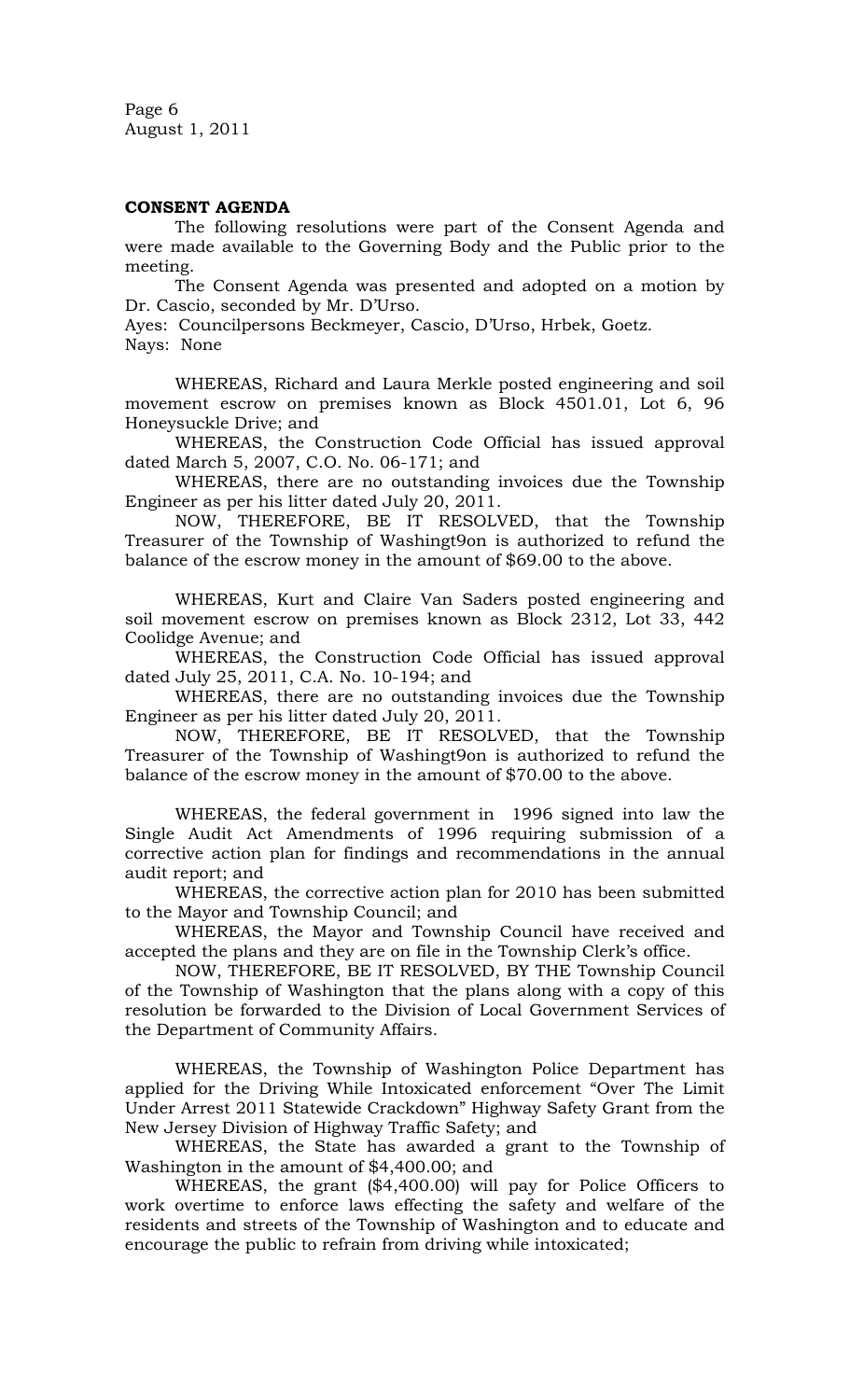**CONSENT AGENDA**

The following resolutions were part of the Consent Agenda and were made available to the Governing Body and the Public prior to the meeting.

The Consent Agenda was presented and adopted on a motion by Dr. Cascio, seconded by Mr. D'Urso.

Ayes: Councilpersons Beckmeyer, Cascio, D'Urso, Hrbek, Goetz.
Nays: None

WHEREAS, Richard and Laura Merkle posted engineering and soil movement escrow on premises known as Block 4501.01, Lot 6, 96 Honeysuckle Drive; and

WHEREAS, the Construction Code Official has issued approval dated March 5, 2007, C.O. No. 06-171; and

WHEREAS, there are no outstanding invoices due the Township Engineer as per his litter dated July 20, 2011.

NOW, THEREFORE, BE IT RESOLVED, that the Township Treasurer of the Township of Washingt9on is authorized to refund the balance of the escrow money in the amount of $69.00 to the above.

WHEREAS, Kurt and Claire Van Saders posted engineering and soil movement escrow on premises known as Block 2312, Lot 33, 442 Coolidge Avenue; and

WHEREAS, the Construction Code Official has issued approval dated July 25, 2011, C.A. No. 10-194; and

WHEREAS, there are no outstanding invoices due the Township Engineer as per his litter dated July 20, 2011.

NOW, THEREFORE, BE IT RESOLVED, that the Township Treasurer of the Township of Washingt9on is authorized to refund the balance of the escrow money in the amount of $70.00 to the above.

WHEREAS, the federal government in 1996 signed into law the Single Audit Act Amendments of 1996 requiring submission of a corrective action plan for findings and recommendations in the annual audit report; and

WHEREAS, the corrective action plan for 2010 has been submitted to the Mayor and Township Council; and

WHEREAS, the Mayor and Township Council have received and accepted the plans and they are on file in the Township Clerk's office.

NOW, THEREFORE, BE IT RESOLVED, BY THE Township Council of the Township of Washington that the plans along with a copy of this resolution be forwarded to the Division of Local Government Services of the Department of Community Affairs.

WHEREAS, the Township of Washington Police Department has applied for the Driving While Intoxicated enforcement "Over The Limit Under Arrest 2011 Statewide Crackdown" Highway Safety Grant from the New Jersey Division of Highway Traffic Safety; and

WHEREAS, the State has awarded a grant to the Township of Washington in the amount of $4,400.00; and

WHEREAS, the grant ($4,400.00) will pay for Police Officers to work overtime to enforce laws effecting the safety and welfare of the residents and streets of the Township of Washington and to educate and encourage the public to refrain from driving while intoxicated;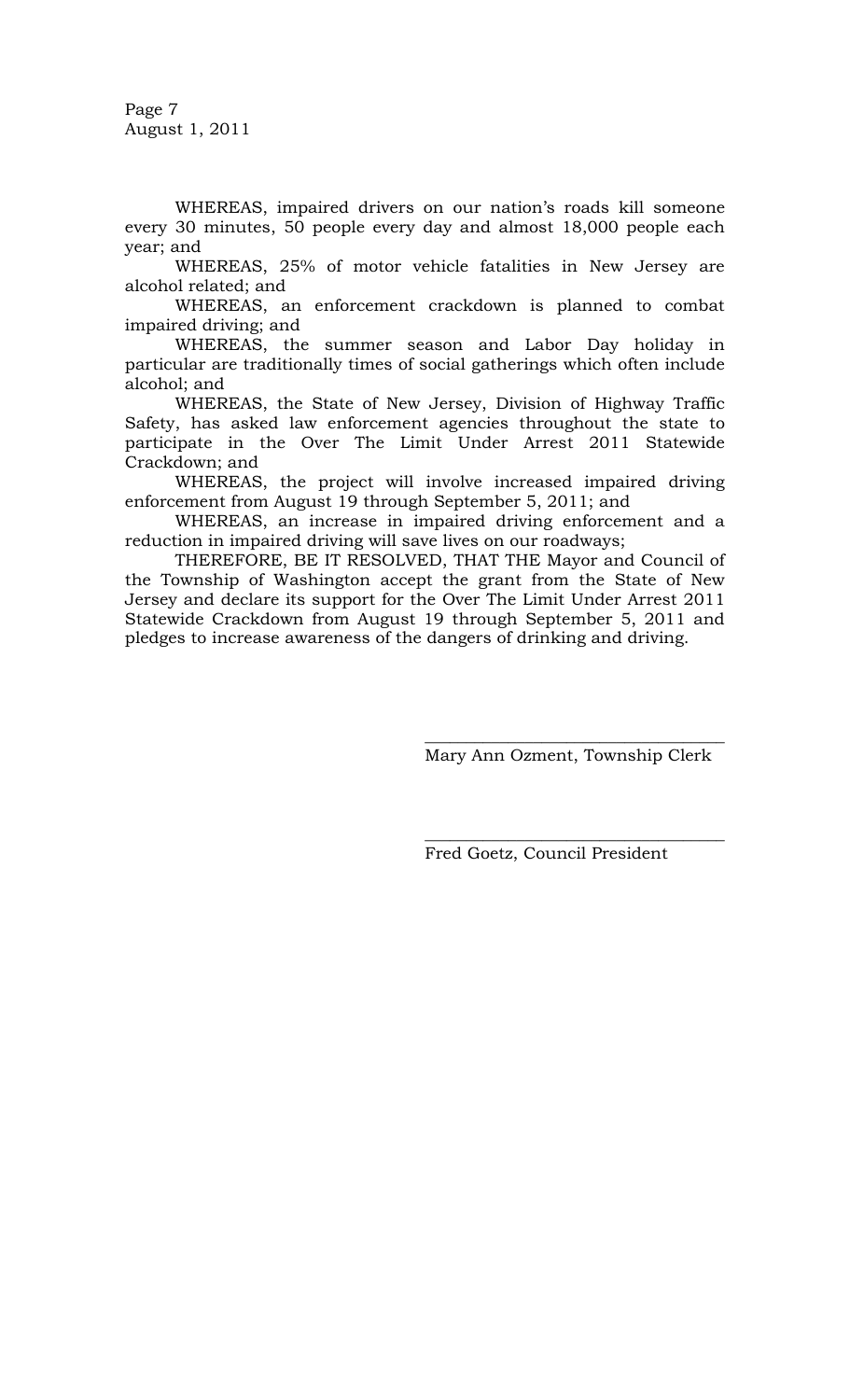WHEREAS, impaired drivers on our nation's roads kill someone every 30 minutes, 50 people every day and almost 18,000 people each year; and

WHEREAS, 25% of motor vehicle fatalities in New Jersey are alcohol related; and

WHEREAS, an enforcement crackdown is planned to combat impaired driving; and

WHEREAS, the summer season and Labor Day holiday in particular are traditionally times of social gatherings which often include alcohol; and

WHEREAS, the State of New Jersey, Division of Highway Traffic Safety, has asked law enforcement agencies throughout the state to participate in the Over The Limit Under Arrest 2011 Statewide Crackdown; and

WHEREAS, the project will involve increased impaired driving enforcement from August 19 through September 5, 2011; and

WHEREAS, an increase in impaired driving enforcement and a reduction in impaired driving will save lives on our roadways;

THEREFORE, BE IT RESOLVED, THAT THE Mayor and Council of the Township of Washington accept the grant from the State of New Jersey and declare its support for the Over The Limit Under Arrest 2011 Statewide Crackdown from August 19 through September 5, 2011 and pledges to increase awareness of the dangers of drinking and driving.

\_\_\_\_\_\_\_\_\_\_\_\_\_\_\_\_\_\_\_\_\_\_\_\_\_\_\_\_\_\_\_\_\_\_\_

Mary Ann Ozment, Township Clerk

\_\_\_\_\_\_\_\_\_\_\_\_\_\_\_\_\_\_\_\_\_\_\_\_\_\_\_\_\_\_\_\_\_\_\_

Fred Goetz, Council President